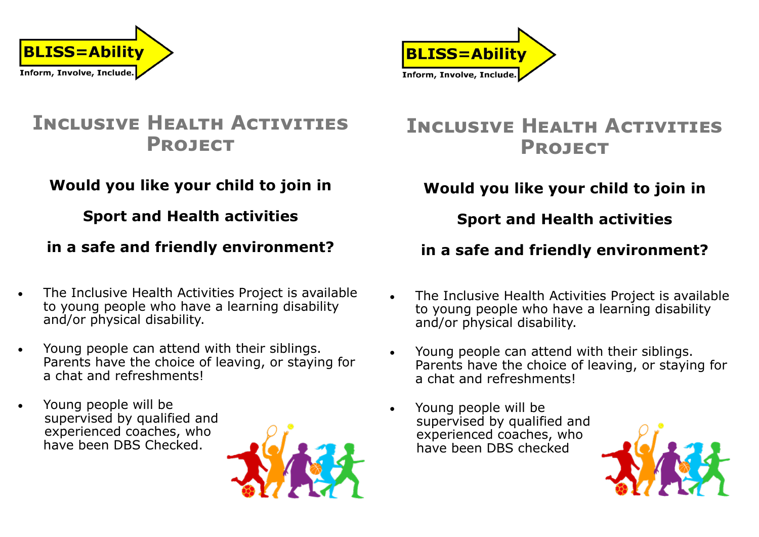BLISS=Ability

Inform, Involve, Include.

# Inclusive Health Activities Project

**Would you like your child to join in**

**Sport and Health activities**

**in a safe and friendly environment?**

- The Inclusive Health Activities Project is available to young people who have a learning disability and/or physical disability.
- Young people can attend with their siblings. Parents have the choice of leaving, or staying for a chat and refreshments!
- Young people will be supervised by qualified and experienced coaches, who have been DBS Checked.

BLISS=Ability

Inform, Involve, Include.

# Inclusive Health Activities Project

**Would you like your child to join in**

**Sport and Health activities**

**in a safe and friendly environment?**

- The Inclusive Health Activities Project is available to young people who have a learning disability and/or physical disability.
- Young people can attend with their siblings. Parents have the choice of leaving, or staying for a chat and refreshments!
- Young people will be supervised by qualified and experienced coaches, who have been DBS checked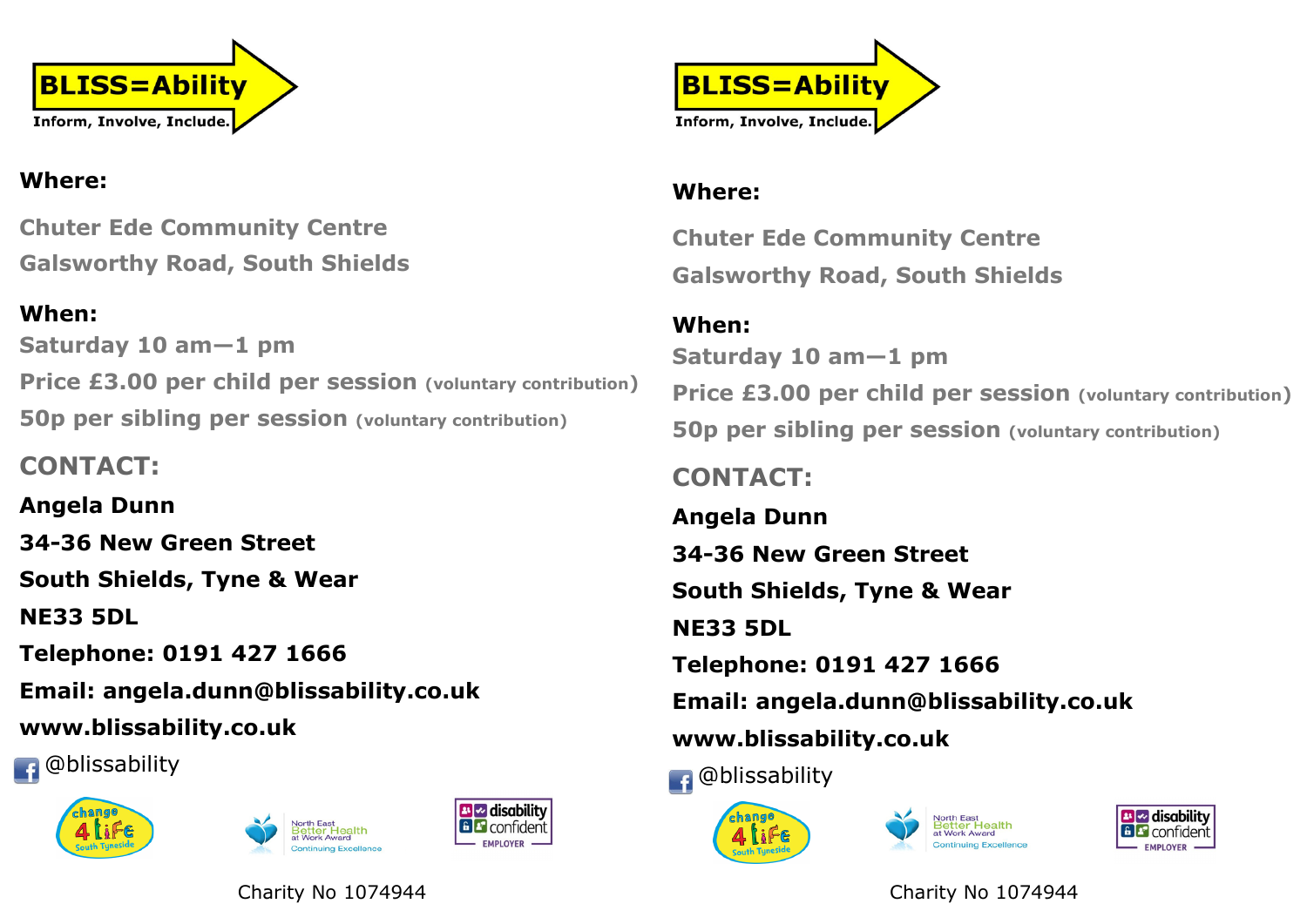BLISS=Ability

Inform, Involve, Include.

**Where:**

**Chuter Ede Community Centre**

**Galsworthy Road, South Shields**

**When:**

**Saturday 10 am—1 pm**

**Price £3.00 per child per session** (voluntary contribution)

**50p per sibling per session** (voluntary contribution)

## CONTACT:

**Angela Dunn**

**34-36 New Green Street**

**South Shields, Tyne & Wear**

**NE33 5DL**

**Telephone: 0191 427 1666**

**Email: angela.dunn@blissability.co.uk**

**www.blissability.co.uk**

@blissability

Charity No 1074944

BLISS=Ability

Inform, Involve, Include.

**Where:**

**Chuter Ede Community Centre**

**Galsworthy Road, South Shields**

**When:**

**Saturday 10 am—1 pm**

**Price £3.00 per child per session** (voluntary contribution)

**50p per sibling per session** (voluntary contribution)

## CONTACT:

**Angela Dunn**

**34-36 New Green Street**

**South Shields, Tyne & Wear**

**NE33 5DL**

**Telephone: 0191 427 1666**

**Email: angela.dunn@blissability.co.uk**

**www.blissability.co.uk**

@blissability

Charity No 1074944